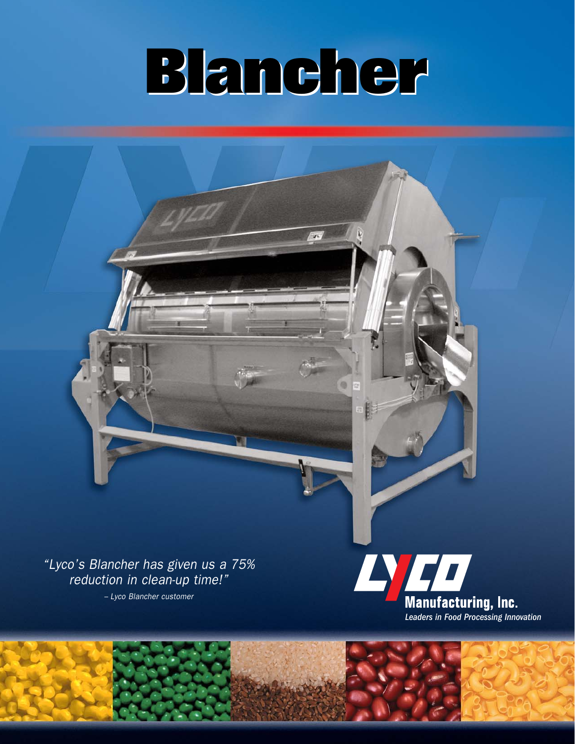# Blancher

*"Lyco's Blancher has given us a 75% reduction in clean-up time!"*

*– Lyco Blancher customer*

LYCO

**Manufacturing, Inc.**

*Leaders in Food Processing Innovation*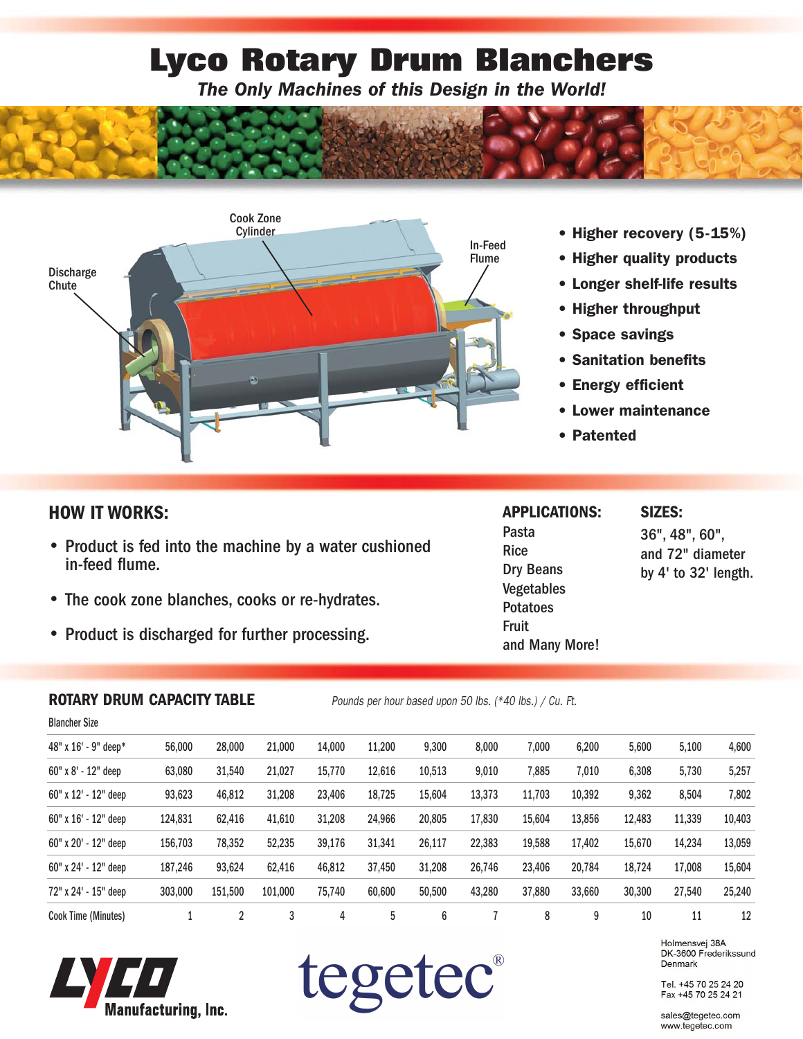# Lyco Rotary Drum Blanchers

*The Only Machines of this Design in the World!*

Cook Zone Cylinder

In-Feed Flume

Discharge Chute

- Higher recovery (5-15%)
- Higher quality products
- Longer shelf-life results
- Higher throughput
- Space savings
- Sanitation benefits
- Energy efficient
- Lower maintenance
- Patented

## HOW IT WORKS:

- Product is fed into the machine by a water cushioned in-feed flume.
- The cook zone blanches, cooks or re-hydrates.
- Product is discharged for further processing.

## APPLICATIONS:

Pasta
Rice
Dry Beans
Vegetables
Potatoes
Fruit
and Many More!

## SIZES:

36", 48", 60", and 72" diameter by 4' to 32' length.

## ROTARY DRUM CAPACITY TABLE

*Pounds per hour based upon 50 lbs. (*40 lbs.) / Cu. Ft.*

| Blancher Size | | | | | | | | | | | | |
|---|---|---|---|---|---|---|---|---|---|---|---|---|
| 48" x 16' - 9" deep* | 56,000 | 28,000 | 21,000 | 14,000 | 11,200 | 9,300 | 8,000 | 7,000 | 6,200 | 5,600 | 5,100 | 4,600 |
| 60" x 8' - 12" deep | 63,080 | 31,540 | 21,027 | 15,770 | 12,616 | 10,513 | 9,010 | 7,885 | 7,010 | 6,308 | 5,730 | 5,257 |
| 60" x 12' - 12" deep | 93,623 | 46,812 | 31,208 | 23,406 | 18,725 | 15,604 | 13,373 | 11,703 | 10,392 | 9,362 | 8,504 | 7,802 |
| 60" x 16' - 12" deep | 124,831 | 62,416 | 41,610 | 31,208 | 24,966 | 20,805 | 17,830 | 15,604 | 13,856 | 12,483 | 11,339 | 10,403 |
| 60" x 20' - 12" deep | 156,703 | 78,352 | 52,235 | 39,176 | 31,341 | 26,117 | 22,383 | 19,588 | 17,402 | 15,670 | 14,234 | 13,059 |
| 60" x 24' - 12" deep | 187,246 | 93,624 | 62,416 | 46,812 | 37,450 | 31,208 | 26,746 | 23,406 | 20,784 | 18,724 | 17,008 | 15,604 |
| 72" x 24' - 15" deep | 303,000 | 151,500 | 101,000 | 75,740 | 60,600 | 50,500 | 43,280 | 37,880 | 33,660 | 30,300 | 27,540 | 25,240 |
| Cook Time (Minutes) | 1 | 2 | 3 | 4 | 5 | 6 | 7 | 8 | 9 | 10 | 11 | 12 |

LYCO Manufacturing, Inc.

tegetec®

Holmensvej 38A
DK-3600 Frederikssund
Denmark

Tel. +45 70 25 24 20
Fax +45 70 25 24 21

sales@tegetec.com
www.tegetec.com